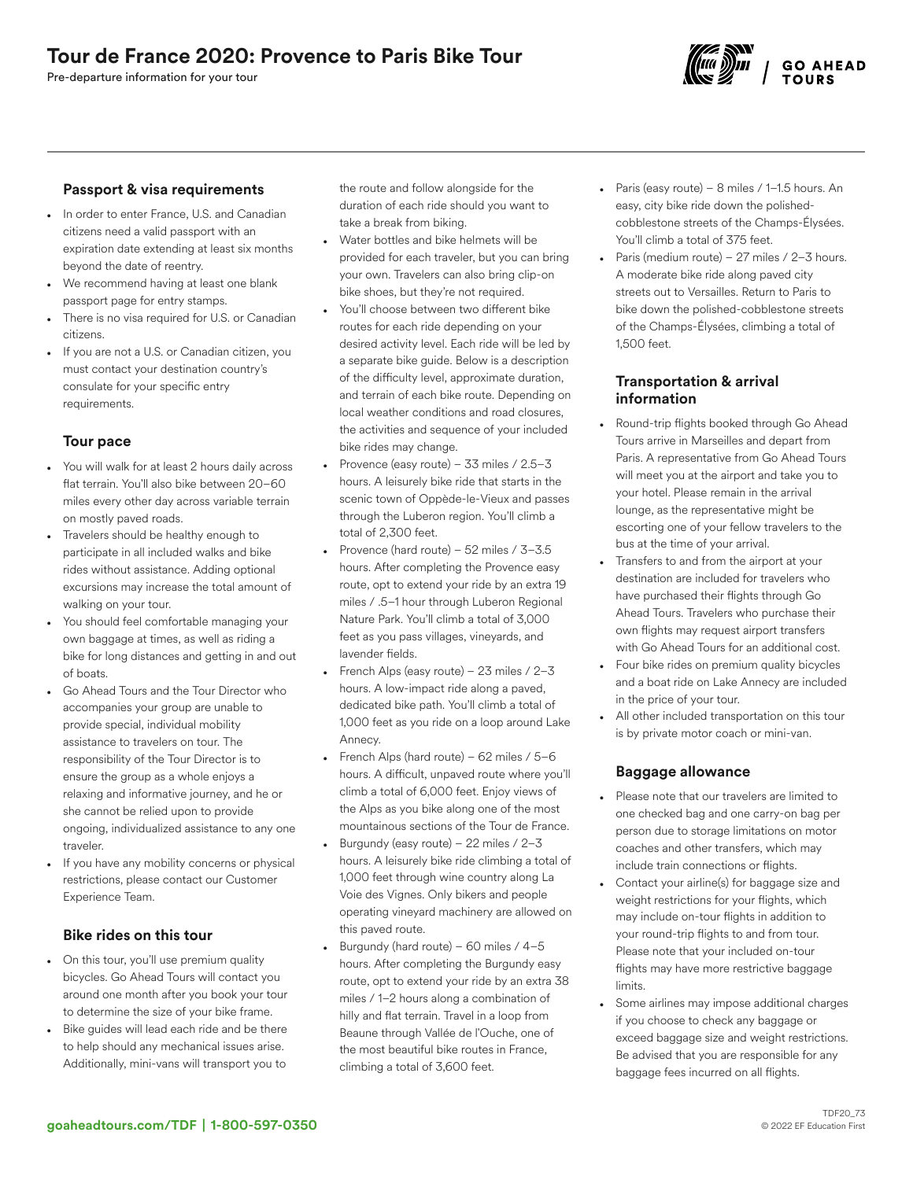# Tour de France 2020: Provence to Paris Bike Tour

Pre-departure information for your tour

## Passport & visa requirements

- In order to enter France, U.S. and Canadian citizens need a valid passport with an expiration date extending at least six months beyond the date of reentry.
- We recommend having at least one blank passport page for entry stamps.
- There is no visa required for U.S. or Canadian citizens.
- If you are not a U.S. or Canadian citizen, you must contact your destination country's consulate for your specific entry requirements.

## Tour pace

- You will walk for at least 2 hours daily across flat terrain. You'll also bike between 20–60 miles every other day across variable terrain on mostly paved roads.
- Travelers should be healthy enough to participate in all included walks and bike rides without assistance. Adding optional excursions may increase the total amount of walking on your tour.
- You should feel comfortable managing your own baggage at times, as well as riding a bike for long distances and getting in and out of boats.
- Go Ahead Tours and the Tour Director who accompanies your group are unable to provide special, individual mobility assistance to travelers on tour. The responsibility of the Tour Director is to ensure the group as a whole enjoys a relaxing and informative journey, and he or she cannot be relied upon to provide ongoing, individualized assistance to any one traveler.
- If you have any mobility concerns or physical restrictions, please contact our Customer Experience Team.

## Bike rides on this tour

- On this tour, you'll use premium quality bicycles. Go Ahead Tours will contact you around one month after you book your tour to determine the size of your bike frame.
- Bike guides will lead each ride and be there to help should any mechanical issues arise. Additionally, mini-vans will transport you to the route and follow alongside for the duration of each ride should you want to take a break from biking.
- Water bottles and bike helmets will be provided for each traveler, but you can bring your own. Travelers can also bring clip-on bike shoes, but they're not required.
- You'll choose between two different bike routes for each ride depending on your desired activity level. Each ride will be led by a separate bike guide. Below is a description of the difficulty level, approximate duration, and terrain of each bike route. Depending on local weather conditions and road closures, the activities and sequence of your included bike rides may change.
- Provence (easy route) – 33 miles / 2.5–3 hours. A leisurely bike ride that starts in the scenic town of Oppède-le-Vieux and passes through the Luberon region. You'll climb a total of 2,300 feet.
- Provence (hard route) – 52 miles / 3–3.5 hours. After completing the Provence easy route, opt to extend your ride by an extra 19 miles / .5–1 hour through Luberon Regional Nature Park. You'll climb a total of 3,000 feet as you pass villages, vineyards, and lavender fields.
- French Alps (easy route) – 23 miles / 2–3 hours. A low-impact ride along a paved, dedicated bike path. You'll climb a total of 1,000 feet as you ride on a loop around Lake Annecy.
- French Alps (hard route) – 62 miles / 5–6 hours. A difficult, unpaved route where you'll climb a total of 6,000 feet. Enjoy views of the Alps as you bike along one of the most mountainous sections of the Tour de France.
- Burgundy (easy route) – 22 miles / 2–3 hours. A leisurely bike ride climbing a total of 1,000 feet through wine country along La Voie des Vignes. Only bikers and people operating vineyard machinery are allowed on this paved route.
- Burgundy (hard route) – 60 miles / 4–5 hours. After completing the Burgundy easy route, opt to extend your ride by an extra 38 miles / 1–2 hours along a combination of hilly and flat terrain. Travel in a loop from Beaune through Vallée de l'Ouche, one of the most beautiful bike routes in France, climbing a total of 3,600 feet.
- Paris (easy route) – 8 miles / 1–1.5 hours. An easy, city bike ride down the polished-cobblestone streets of the Champs-Élysées. You'll climb a total of 375 feet.
- Paris (medium route) – 27 miles / 2–3 hours. A moderate bike ride along paved city streets out to Versailles. Return to Paris to bike down the polished-cobblestone streets of the Champs-Élysées, climbing a total of 1,500 feet.

## Transportation & arrival information

- Round-trip flights booked through Go Ahead Tours arrive in Marseilles and depart from Paris. A representative from Go Ahead Tours will meet you at the airport and take you to your hotel. Please remain in the arrival lounge, as the representative might be escorting one of your fellow travelers to the bus at the time of your arrival.
- Transfers to and from the airport at your destination are included for travelers who have purchased their flights through Go Ahead Tours. Travelers who purchase their own flights may request airport transfers with Go Ahead Tours for an additional cost.
- Four bike rides on premium quality bicycles and a boat ride on Lake Annecy are included in the price of your tour.
- All other included transportation on this tour is by private motor coach or mini-van.

## Baggage allowance

- Please note that our travelers are limited to one checked bag and one carry-on bag per person due to storage limitations on motor coaches and other transfers, which may include train connections or flights.
- Contact your airline(s) for baggage size and weight restrictions for your flights, which may include on-tour flights in addition to your round-trip flights to and from tour. Please note that your included on-tour flights may have more restrictive baggage limits.
- Some airlines may impose additional charges if you choose to check any baggage or exceed baggage size and weight restrictions. Be advised that you are responsible for any baggage fees incurred on all flights.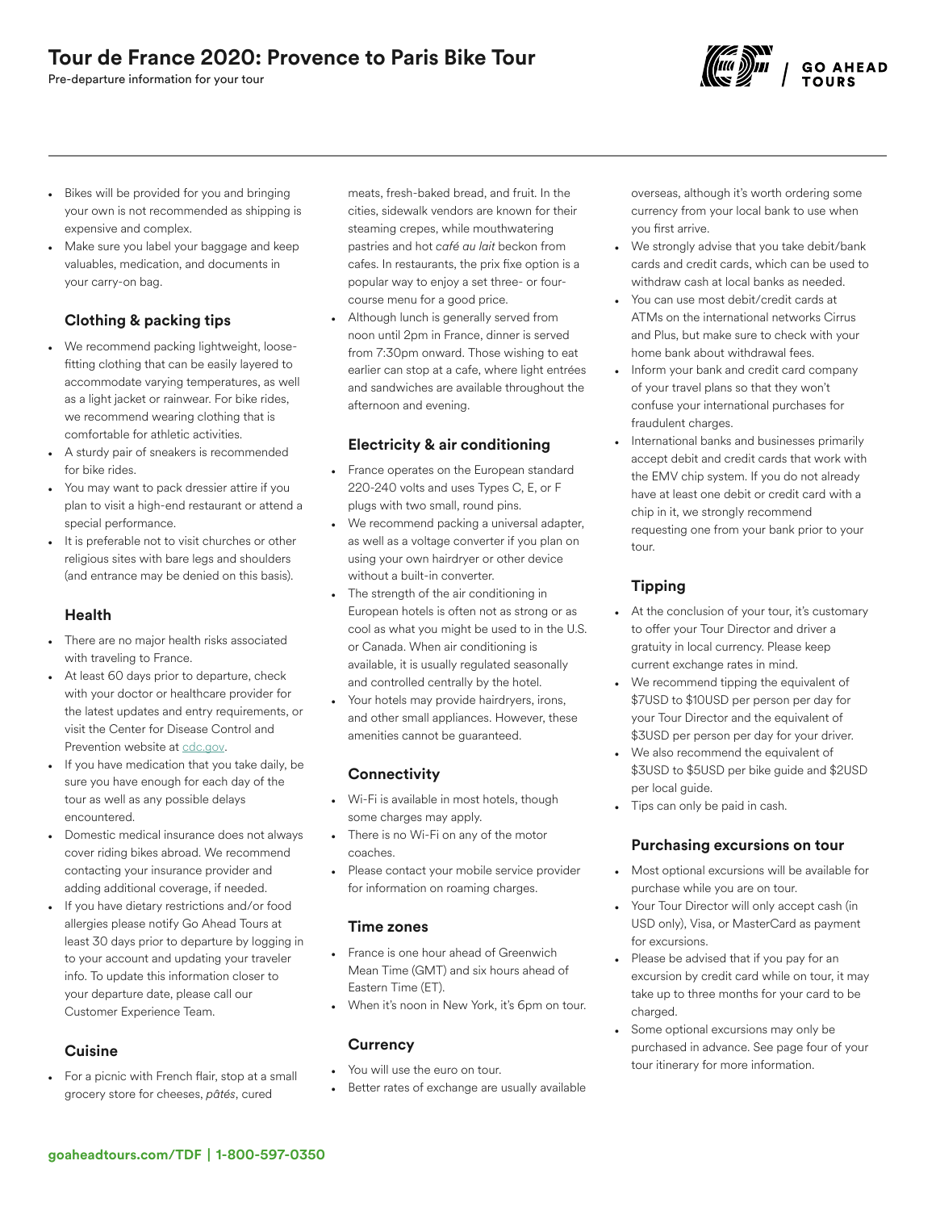- Bikes will be provided for you and bringing your own is not recommended as shipping is expensive and complex.
- Make sure you label your baggage and keep valuables, medication, and documents in your carry-on bag.

### Clothing & packing tips

- We recommend packing lightweight, loose-fitting clothing that can be easily layered to accommodate varying temperatures, as well as a light jacket or rainwear. For bike rides, we recommend wearing clothing that is comfortable for athletic activities.
- A sturdy pair of sneakers is recommended for bike rides.
- You may want to pack dressier attire if you plan to visit a high-end restaurant or attend a special performance.
- It is preferable not to visit churches or other religious sites with bare legs and shoulders (and entrance may be denied on this basis).

### Health

- There are no major health risks associated with traveling to France.
- At least 60 days prior to departure, check with your doctor or healthcare provider for the latest updates and entry requirements, or visit the Center for Disease Control and Prevention website at cdc.gov.
- If you have medication that you take daily, be sure you have enough for each day of the tour as well as any possible delays encountered.
- Domestic medical insurance does not always cover riding bikes abroad. We recommend contacting your insurance provider and adding additional coverage, if needed.
- If you have dietary restrictions and/or food allergies please notify Go Ahead Tours at least 30 days prior to departure by logging in to your account and updating your traveler info. To update this information closer to your departure date, please call our Customer Experience Team.

### Cuisine

- For a picnic with French flair, stop at a small grocery store for cheeses, *pâtés*, cured meats, fresh-baked bread, and fruit. In the cities, sidewalk vendors are known for their steaming crepes, while mouthwatering pastries and hot *café au lait* beckon from cafes. In restaurants, the prix fixe option is a popular way to enjoy a set three- or four-course menu for a good price.
- Although lunch is generally served from noon until 2pm in France, dinner is served from 7:30pm onward. Those wishing to eat earlier can stop at a cafe, where light entrées and sandwiches are available throughout the afternoon and evening.

### Electricity & air conditioning

- France operates on the European standard 220-240 volts and uses Types C, E, or F plugs with two small, round pins.
- We recommend packing a universal adapter, as well as a voltage converter if you plan on using your own hairdryer or other device without a built-in converter.
- The strength of the air conditioning in European hotels is often not as strong or as cool as what you might be used to in the U.S. or Canada. When air conditioning is available, it is usually regulated seasonally and controlled centrally by the hotel.
- Your hotels may provide hairdryers, irons, and other small appliances. However, these amenities cannot be guaranteed.

### Connectivity

- Wi-Fi is available in most hotels, though some charges may apply.
- There is no Wi-Fi on any of the motor coaches.
- Please contact your mobile service provider for information on roaming charges.

### Time zones

- France is one hour ahead of Greenwich Mean Time (GMT) and six hours ahead of Eastern Time (ET).
- When it's noon in New York, it's 6pm on tour.

### Currency

- You will use the euro on tour.
- Better rates of exchange are usually available overseas, although it's worth ordering some currency from your local bank to use when you first arrive.
- We strongly advise that you take debit/bank cards and credit cards, which can be used to withdraw cash at local banks as needed.
- You can use most debit/credit cards at ATMs on the international networks Cirrus and Plus, but make sure to check with your home bank about withdrawal fees.
- Inform your bank and credit card company of your travel plans so that they won't confuse your international purchases for fraudulent charges.
- International banks and businesses primarily accept debit and credit cards that work with the EMV chip system. If you do not already have at least one debit or credit card with a chip in it, we strongly recommend requesting one from your bank prior to your tour.

### Tipping

- At the conclusion of your tour, it's customary to offer your Tour Director and driver a gratuity in local currency. Please keep current exchange rates in mind.
- We recommend tipping the equivalent of $7USD to $10USD per person per day for your Tour Director and the equivalent of $3USD per person per day for your driver.
- We also recommend the equivalent of $3USD to $5USD per bike guide and $2USD per local guide.
- Tips can only be paid in cash.

### Purchasing excursions on tour

- Most optional excursions will be available for purchase while you are on tour.
- Your Tour Director will only accept cash (in USD only), Visa, or MasterCard as payment for excursions.
- Please be advised that if you pay for an excursion by credit card while on tour, it may take up to three months for your card to be charged.
- Some optional excursions may only be purchased in advance. See page four of your tour itinerary for more information.